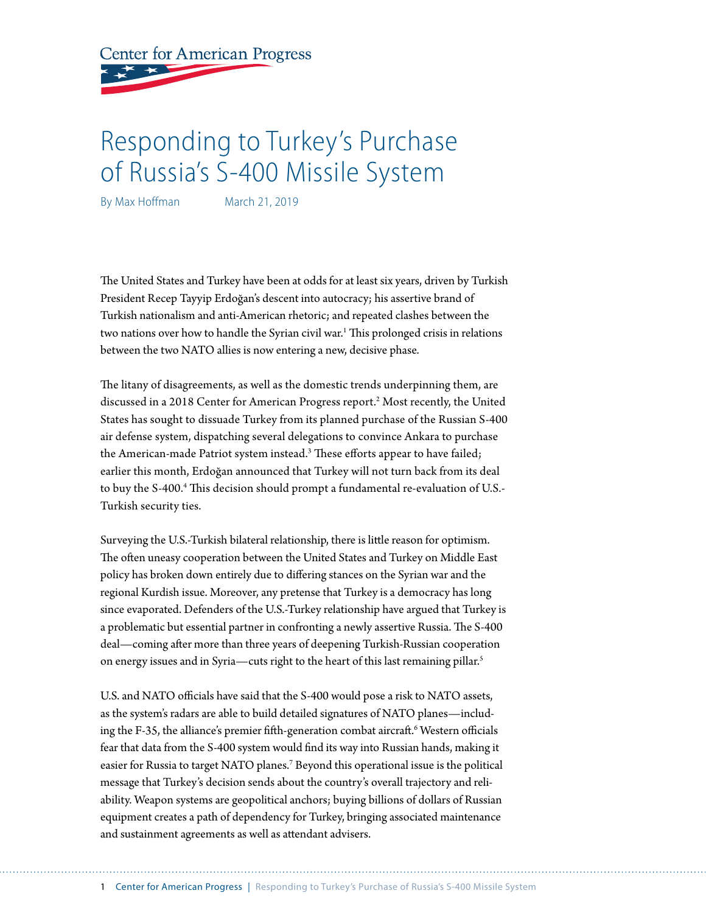Center for American Progress

# Responding to Turkey's Purchase of Russia's S-400 Missile System

By Max Hoffman March 21, 2019

The United States and Turkey have been at odds for at least six years, driven by Turkish President Recep Tayyip Erdoğan's descent into autocracy; his assertive brand of Turkish nationalism and anti-American rhetoric; and repeated clashes between the two nations over how to handle the Syrian civil war.[1] This prolonged crisis in relations between the two NATO allies is now entering a new, decisive phase.

The litany of disagreements, as well as the domestic trends underpinning them, are discussed in a 2018 Center for American Progress report.[2] Most recently, the United States has sought to dissuade Turkey from its planned purchase of the Russian S-400 air defense system, dispatching several delegations to convince Ankara to purchase the American-made Patriot system instead.[3] These efforts appear to have failed; earlier this month, Erdoğan announced that Turkey will not turn back from its deal to buy the S-400.[4] This decision should prompt a fundamental re-evaluation of U.S.-Turkish security ties.

Surveying the U.S.-Turkish bilateral relationship, there is little reason for optimism. The often uneasy cooperation between the United States and Turkey on Middle East policy has broken down entirely due to differing stances on the Syrian war and the regional Kurdish issue. Moreover, any pretense that Turkey is a democracy has long since evaporated. Defenders of the U.S.-Turkey relationship have argued that Turkey is a problematic but essential partner in confronting a newly assertive Russia. The S-400 deal—coming after more than three years of deepening Turkish-Russian cooperation on energy issues and in Syria—cuts right to the heart of this last remaining pillar.[5]

U.S. and NATO officials have said that the S-400 would pose a risk to NATO assets, as the system's radars are able to build detailed signatures of NATO planes—including the F-35, the alliance's premier fifth-generation combat aircraft.[6] Western officials fear that data from the S-400 system would find its way into Russian hands, making it easier for Russia to target NATO planes.[7] Beyond this operational issue is the political message that Turkey's decision sends about the country's overall trajectory and reliability. Weapon systems are geopolitical anchors; buying billions of dollars of Russian equipment creates a path of dependency for Turkey, bringing associated maintenance and sustainment agreements as well as attendant advisers.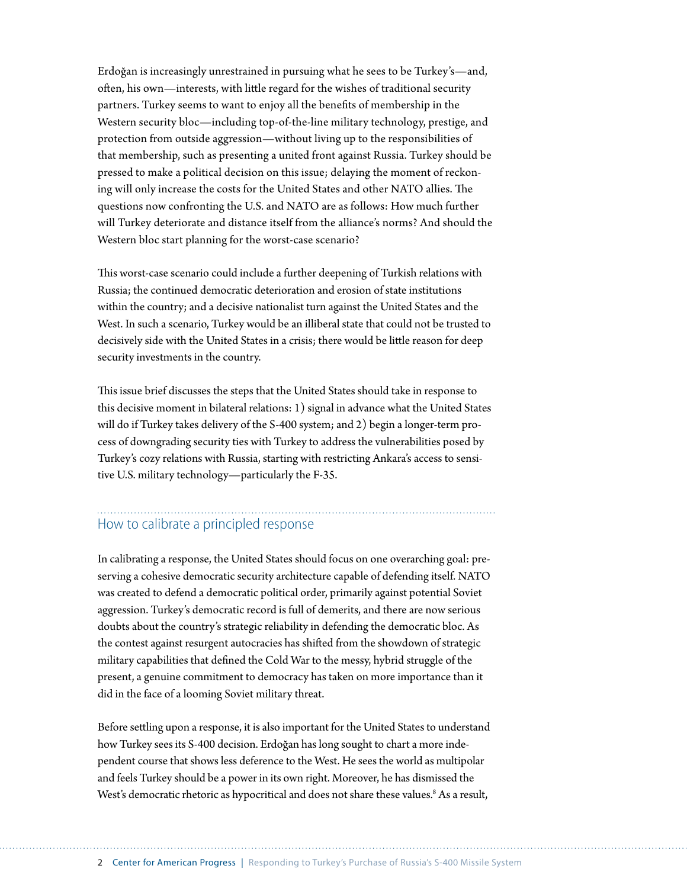Erdoğan is increasingly unrestrained in pursuing what he sees to be Turkey's—and, often, his own—interests, with little regard for the wishes of traditional security partners. Turkey seems to want to enjoy all the benefits of membership in the Western security bloc—including top-of-the-line military technology, prestige, and protection from outside aggression—without living up to the responsibilities of that membership, such as presenting a united front against Russia. Turkey should be pressed to make a political decision on this issue; delaying the moment of reckoning will only increase the costs for the United States and other NATO allies. The questions now confronting the U.S. and NATO are as follows: How much further will Turkey deteriorate and distance itself from the alliance's norms? And should the Western bloc start planning for the worst-case scenario?

This worst-case scenario could include a further deepening of Turkish relations with Russia; the continued democratic deterioration and erosion of state institutions within the country; and a decisive nationalist turn against the United States and the West. In such a scenario, Turkey would be an illiberal state that could not be trusted to decisively side with the United States in a crisis; there would be little reason for deep security investments in the country.

This issue brief discusses the steps that the United States should take in response to this decisive moment in bilateral relations: 1) signal in advance what the United States will do if Turkey takes delivery of the S-400 system; and 2) begin a longer-term process of downgrading security ties with Turkey to address the vulnerabilities posed by Turkey's cozy relations with Russia, starting with restricting Ankara's access to sensitive U.S. military technology—particularly the F-35.

## How to calibrate a principled response

In calibrating a response, the United States should focus on one overarching goal: preserving a cohesive democratic security architecture capable of defending itself. NATO was created to defend a democratic political order, primarily against potential Soviet aggression. Turkey's democratic record is full of demerits, and there are now serious doubts about the country's strategic reliability in defending the democratic bloc. As the contest against resurgent autocracies has shifted from the showdown of strategic military capabilities that defined the Cold War to the messy, hybrid struggle of the present, a genuine commitment to democracy has taken on more importance than it did in the face of a looming Soviet military threat.

Before settling upon a response, it is also important for the United States to understand how Turkey sees its S-400 decision. Erdoğan has long sought to chart a more independent course that shows less deference to the West. He sees the world as multipolar and feels Turkey should be a power in its own right. Moreover, he has dismissed the West's democratic rhetoric as hypocritical and does not share these values.[8] As a result,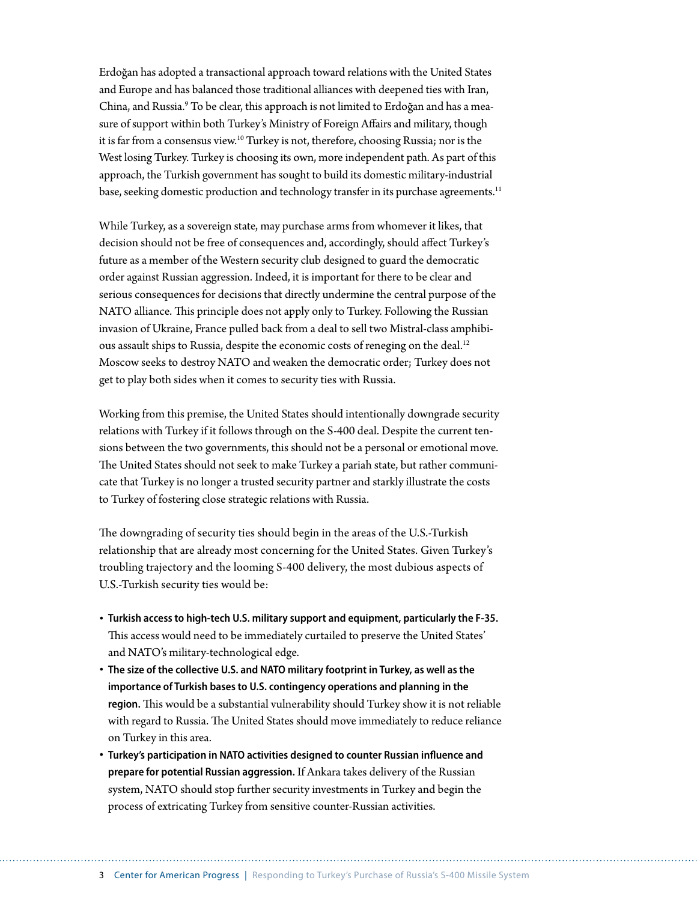Erdoğan has adopted a transactional approach toward relations with the United States and Europe and has balanced those traditional alliances with deepened ties with Iran, China, and Russia.[9] To be clear, this approach is not limited to Erdoğan and has a measure of support within both Turkey's Ministry of Foreign Affairs and military, though it is far from a consensus view.[10] Turkey is not, therefore, choosing Russia; nor is the West losing Turkey. Turkey is choosing its own, more independent path. As part of this approach, the Turkish government has sought to build its domestic military-industrial base, seeking domestic production and technology transfer in its purchase agreements.[11]

While Turkey, as a sovereign state, may purchase arms from whomever it likes, that decision should not be free of consequences and, accordingly, should affect Turkey's future as a member of the Western security club designed to guard the democratic order against Russian aggression. Indeed, it is important for there to be clear and serious consequences for decisions that directly undermine the central purpose of the NATO alliance. This principle does not apply only to Turkey. Following the Russian invasion of Ukraine, France pulled back from a deal to sell two Mistral-class amphibious assault ships to Russia, despite the economic costs of reneging on the deal.[12] Moscow seeks to destroy NATO and weaken the democratic order; Turkey does not get to play both sides when it comes to security ties with Russia.

Working from this premise, the United States should intentionally downgrade security relations with Turkey if it follows through on the S-400 deal. Despite the current tensions between the two governments, this should not be a personal or emotional move. The United States should not seek to make Turkey a pariah state, but rather communicate that Turkey is no longer a trusted security partner and starkly illustrate the costs to Turkey of fostering close strategic relations with Russia.

The downgrading of security ties should begin in the areas of the U.S.-Turkish relationship that are already most concerning for the United States. Given Turkey's troubling trajectory and the looming S-400 delivery, the most dubious aspects of U.S.-Turkish security ties would be:

- **Turkish access to high-tech U.S. military support and equipment, particularly the F-35.** This access would need to be immediately curtailed to preserve the United States' and NATO's military-technological edge.
- **The size of the collective U.S. and NATO military footprint in Turkey, as well as the importance of Turkish bases to U.S. contingency operations and planning in the region.** This would be a substantial vulnerability should Turkey show it is not reliable with regard to Russia. The United States should move immediately to reduce reliance on Turkey in this area.
- **Turkey's participation in NATO activities designed to counter Russian influence and prepare for potential Russian aggression.** If Ankara takes delivery of the Russian system, NATO should stop further security investments in Turkey and begin the process of extricating Turkey from sensitive counter-Russian activities.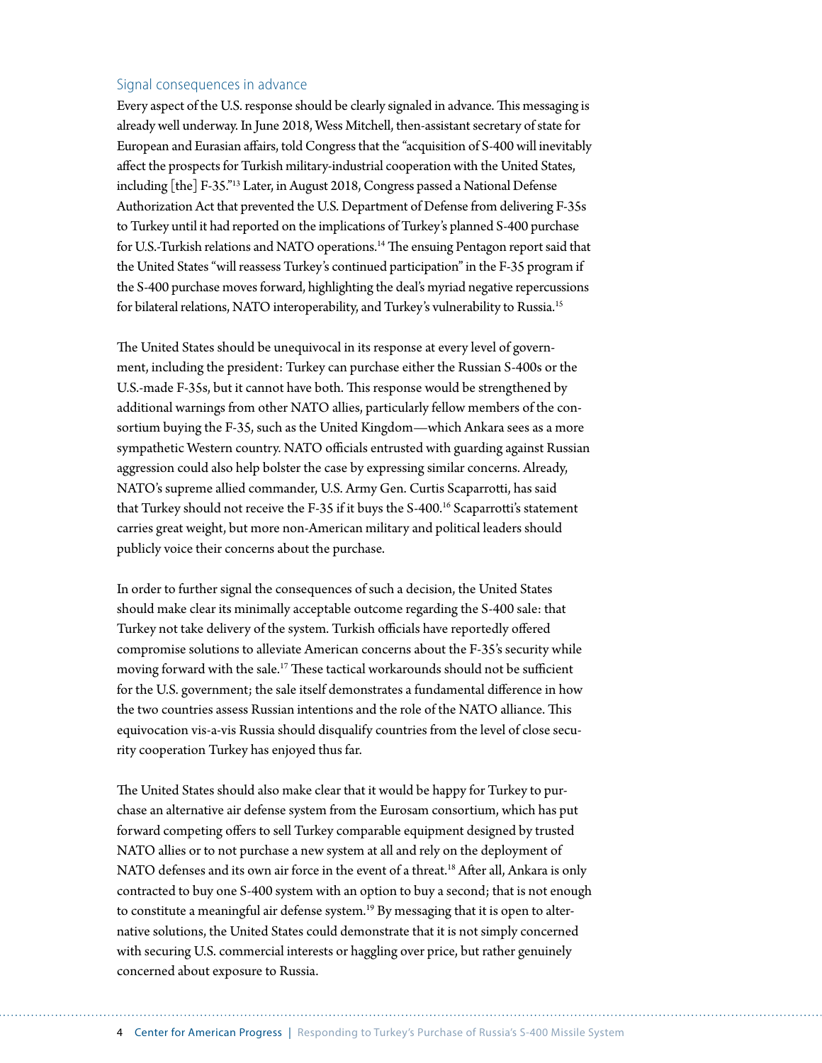## Signal consequences in advance

Every aspect of the U.S. response should be clearly signaled in advance. This messaging is already well underway. In June 2018, Wess Mitchell, then-assistant secretary of state for European and Eurasian affairs, told Congress that the "acquisition of S-400 will inevitably affect the prospects for Turkish military-industrial cooperation with the United States, including [the] F-35."[13] Later, in August 2018, Congress passed a National Defense Authorization Act that prevented the U.S. Department of Defense from delivering F-35s to Turkey until it had reported on the implications of Turkey's planned S-400 purchase for U.S.-Turkish relations and NATO operations.[14] The ensuing Pentagon report said that the United States "will reassess Turkey's continued participation" in the F-35 program if the S-400 purchase moves forward, highlighting the deal's myriad negative repercussions for bilateral relations, NATO interoperability, and Turkey's vulnerability to Russia.[15]

The United States should be unequivocal in its response at every level of government, including the president: Turkey can purchase either the Russian S-400s or the U.S.-made F-35s, but it cannot have both. This response would be strengthened by additional warnings from other NATO allies, particularly fellow members of the consortium buying the F-35, such as the United Kingdom—which Ankara sees as a more sympathetic Western country. NATO officials entrusted with guarding against Russian aggression could also help bolster the case by expressing similar concerns. Already, NATO's supreme allied commander, U.S. Army Gen. Curtis Scaparrotti, has said that Turkey should not receive the F-35 if it buys the S-400.[16] Scaparrotti's statement carries great weight, but more non-American military and political leaders should publicly voice their concerns about the purchase.

In order to further signal the consequences of such a decision, the United States should make clear its minimally acceptable outcome regarding the S-400 sale: that Turkey not take delivery of the system. Turkish officials have reportedly offered compromise solutions to alleviate American concerns about the F-35's security while moving forward with the sale.[17] These tactical workarounds should not be sufficient for the U.S. government; the sale itself demonstrates a fundamental difference in how the two countries assess Russian intentions and the role of the NATO alliance. This equivocation vis-a-vis Russia should disqualify countries from the level of close security cooperation Turkey has enjoyed thus far.

The United States should also make clear that it would be happy for Turkey to purchase an alternative air defense system from the Eurosam consortium, which has put forward competing offers to sell Turkey comparable equipment designed by trusted NATO allies or to not purchase a new system at all and rely on the deployment of NATO defenses and its own air force in the event of a threat.[18] After all, Ankara is only contracted to buy one S-400 system with an option to buy a second; that is not enough to constitute a meaningful air defense system.[19] By messaging that it is open to alternative solutions, the United States could demonstrate that it is not simply concerned with securing U.S. commercial interests or haggling over price, but rather genuinely concerned about exposure to Russia.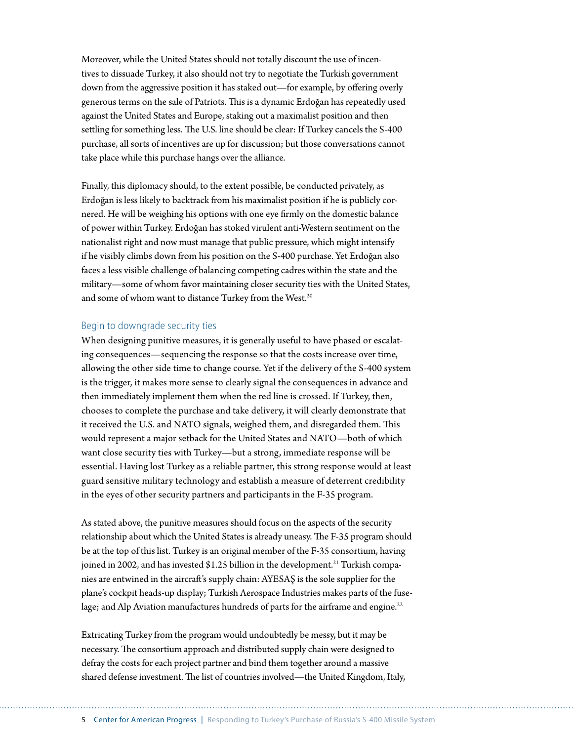Moreover, while the United States should not totally discount the use of incentives to dissuade Turkey, it also should not try to negotiate the Turkish government down from the aggressive position it has staked out—for example, by offering overly generous terms on the sale of Patriots. This is a dynamic Erdoğan has repeatedly used against the United States and Europe, staking out a maximalist position and then settling for something less. The U.S. line should be clear: If Turkey cancels the S-400 purchase, all sorts of incentives are up for discussion; but those conversations cannot take place while this purchase hangs over the alliance.

Finally, this diplomacy should, to the extent possible, be conducted privately, as Erdoğan is less likely to backtrack from his maximalist position if he is publicly cornered. He will be weighing his options with one eye firmly on the domestic balance of power within Turkey. Erdoğan has stoked virulent anti-Western sentiment on the nationalist right and now must manage that public pressure, which might intensify if he visibly climbs down from his position on the S-400 purchase. Yet Erdoğan also faces a less visible challenge of balancing competing cadres within the state and the military—some of whom favor maintaining closer security ties with the United States, and some of whom want to distance Turkey from the West.[20]

## Begin to downgrade security ties

When designing punitive measures, it is generally useful to have phased or escalating consequences—sequencing the response so that the costs increase over time, allowing the other side time to change course. Yet if the delivery of the S-400 system is the trigger, it makes more sense to clearly signal the consequences in advance and then immediately implement them when the red line is crossed. If Turkey, then, chooses to complete the purchase and take delivery, it will clearly demonstrate that it received the U.S. and NATO signals, weighed them, and disregarded them. This would represent a major setback for the United States and NATO—both of which want close security ties with Turkey—but a strong, immediate response will be essential. Having lost Turkey as a reliable partner, this strong response would at least guard sensitive military technology and establish a measure of deterrent credibility in the eyes of other security partners and participants in the F-35 program.

As stated above, the punitive measures should focus on the aspects of the security relationship about which the United States is already uneasy. The F-35 program should be at the top of this list. Turkey is an original member of the F-35 consortium, having joined in 2002, and has invested $1.25 billion in the development.[21] Turkish companies are entwined in the aircraft's supply chain: AYESAŞ is the sole supplier for the plane's cockpit heads-up display; Turkish Aerospace Industries makes parts of the fuselage; and Alp Aviation manufactures hundreds of parts for the airframe and engine.[22]

Extricating Turkey from the program would undoubtedly be messy, but it may be necessary. The consortium approach and distributed supply chain were designed to defray the costs for each project partner and bind them together around a massive shared defense investment. The list of countries involved—the United Kingdom, Italy,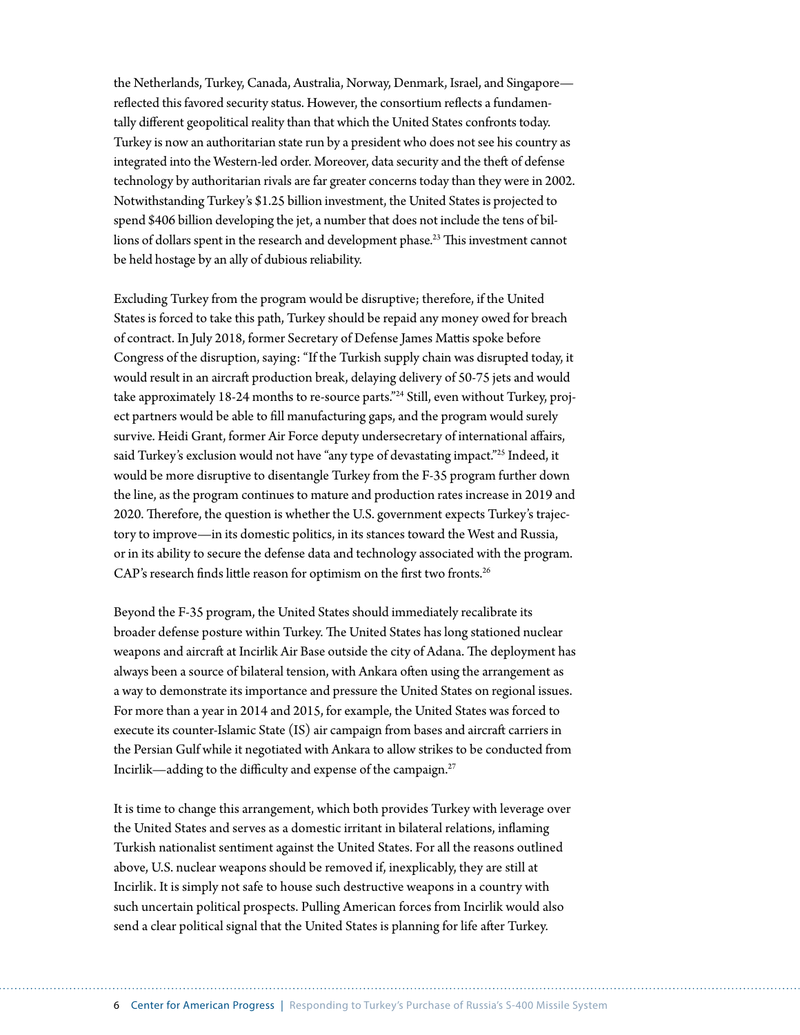the Netherlands, Turkey, Canada, Australia, Norway, Denmark, Israel, and Singapore—reflected this favored security status. However, the consortium reflects a fundamentally different geopolitical reality than that which the United States confronts today. Turkey is now an authoritarian state run by a president who does not see his country as integrated into the Western-led order. Moreover, data security and the theft of defense technology by authoritarian rivals are far greater concerns today than they were in 2002. Notwithstanding Turkey's $1.25 billion investment, the United States is projected to spend $406 billion developing the jet, a number that does not include the tens of billions of dollars spent in the research and development phase.[23] This investment cannot be held hostage by an ally of dubious reliability.

Excluding Turkey from the program would be disruptive; therefore, if the United States is forced to take this path, Turkey should be repaid any money owed for breach of contract. In July 2018, former Secretary of Defense James Mattis spoke before Congress of the disruption, saying: "If the Turkish supply chain was disrupted today, it would result in an aircraft production break, delaying delivery of 50-75 jets and would take approximately 18-24 months to re-source parts."[24] Still, even without Turkey, project partners would be able to fill manufacturing gaps, and the program would surely survive. Heidi Grant, former Air Force deputy undersecretary of international affairs, said Turkey's exclusion would not have "any type of devastating impact."[25] Indeed, it would be more disruptive to disentangle Turkey from the F-35 program further down the line, as the program continues to mature and production rates increase in 2019 and 2020. Therefore, the question is whether the U.S. government expects Turkey's trajectory to improve—in its domestic politics, in its stances toward the West and Russia, or in its ability to secure the defense data and technology associated with the program. CAP's research finds little reason for optimism on the first two fronts.[26]

Beyond the F-35 program, the United States should immediately recalibrate its broader defense posture within Turkey. The United States has long stationed nuclear weapons and aircraft at Incirlik Air Base outside the city of Adana. The deployment has always been a source of bilateral tension, with Ankara often using the arrangement as a way to demonstrate its importance and pressure the United States on regional issues. For more than a year in 2014 and 2015, for example, the United States was forced to execute its counter-Islamic State (IS) air campaign from bases and aircraft carriers in the Persian Gulf while it negotiated with Ankara to allow strikes to be conducted from Incirlik—adding to the difficulty and expense of the campaign.[27]

It is time to change this arrangement, which both provides Turkey with leverage over the United States and serves as a domestic irritant in bilateral relations, inflaming Turkish nationalist sentiment against the United States. For all the reasons outlined above, U.S. nuclear weapons should be removed if, inexplicably, they are still at Incirlik. It is simply not safe to house such destructive weapons in a country with such uncertain political prospects. Pulling American forces from Incirlik would also send a clear political signal that the United States is planning for life after Turkey.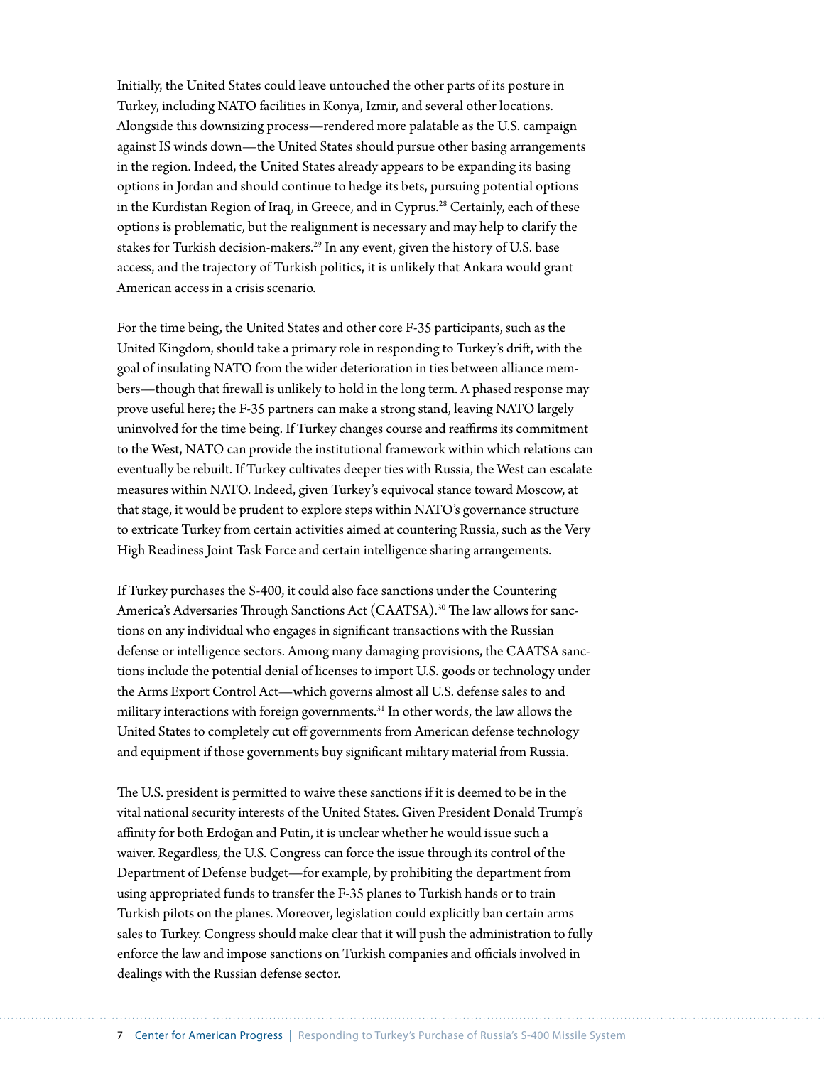Initially, the United States could leave untouched the other parts of its posture in Turkey, including NATO facilities in Konya, Izmir, and several other locations. Alongside this downsizing process—rendered more palatable as the U.S. campaign against IS winds down—the United States should pursue other basing arrangements in the region. Indeed, the United States already appears to be expanding its basing options in Jordan and should continue to hedge its bets, pursuing potential options in the Kurdistan Region of Iraq, in Greece, and in Cyprus.[28] Certainly, each of these options is problematic, but the realignment is necessary and may help to clarify the stakes for Turkish decision-makers.[29] In any event, given the history of U.S. base access, and the trajectory of Turkish politics, it is unlikely that Ankara would grant American access in a crisis scenario.

For the time being, the United States and other core F-35 participants, such as the United Kingdom, should take a primary role in responding to Turkey's drift, with the goal of insulating NATO from the wider deterioration in ties between alliance members—though that firewall is unlikely to hold in the long term. A phased response may prove useful here; the F-35 partners can make a strong stand, leaving NATO largely uninvolved for the time being. If Turkey changes course and reaffirms its commitment to the West, NATO can provide the institutional framework within which relations can eventually be rebuilt. If Turkey cultivates deeper ties with Russia, the West can escalate measures within NATO. Indeed, given Turkey's equivocal stance toward Moscow, at that stage, it would be prudent to explore steps within NATO's governance structure to extricate Turkey from certain activities aimed at countering Russia, such as the Very High Readiness Joint Task Force and certain intelligence sharing arrangements.

If Turkey purchases the S-400, it could also face sanctions under the Countering America's Adversaries Through Sanctions Act (CAATSA).[30] The law allows for sanctions on any individual who engages in significant transactions with the Russian defense or intelligence sectors. Among many damaging provisions, the CAATSA sanctions include the potential denial of licenses to import U.S. goods or technology under the Arms Export Control Act—which governs almost all U.S. defense sales to and military interactions with foreign governments.[31] In other words, the law allows the United States to completely cut off governments from American defense technology and equipment if those governments buy significant military material from Russia.

The U.S. president is permitted to waive these sanctions if it is deemed to be in the vital national security interests of the United States. Given President Donald Trump's affinity for both Erdoğan and Putin, it is unclear whether he would issue such a waiver. Regardless, the U.S. Congress can force the issue through its control of the Department of Defense budget—for example, by prohibiting the department from using appropriated funds to transfer the F-35 planes to Turkish hands or to train Turkish pilots on the planes. Moreover, legislation could explicitly ban certain arms sales to Turkey. Congress should make clear that it will push the administration to fully enforce the law and impose sanctions on Turkish companies and officials involved in dealings with the Russian defense sector.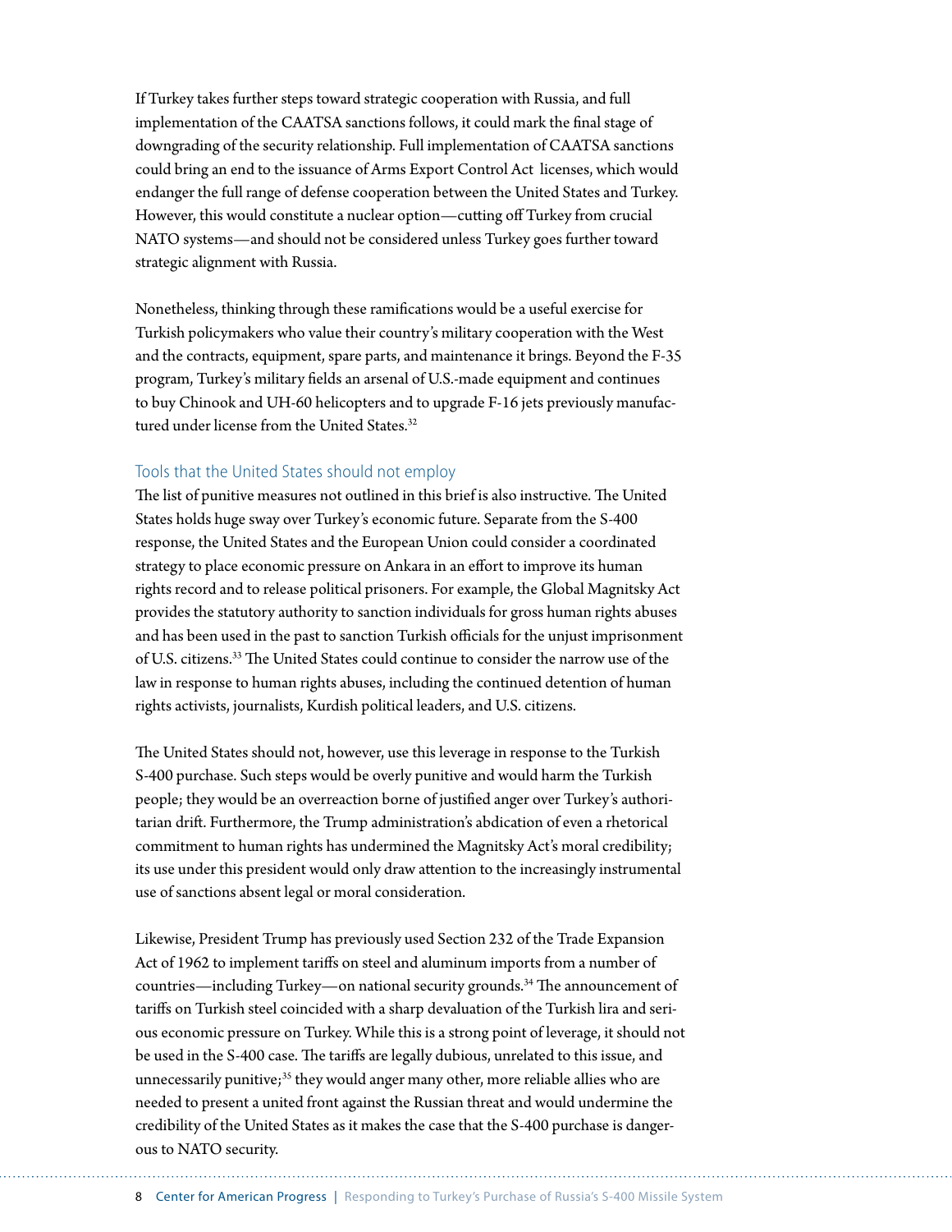If Turkey takes further steps toward strategic cooperation with Russia, and full implementation of the CAATSA sanctions follows, it could mark the final stage of downgrading of the security relationship. Full implementation of CAATSA sanctions could bring an end to the issuance of Arms Export Control Act licenses, which would endanger the full range of defense cooperation between the United States and Turkey. However, this would constitute a nuclear option—cutting off Turkey from crucial NATO systems—and should not be considered unless Turkey goes further toward strategic alignment with Russia.

Nonetheless, thinking through these ramifications would be a useful exercise for Turkish policymakers who value their country's military cooperation with the West and the contracts, equipment, spare parts, and maintenance it brings. Beyond the F-35 program, Turkey's military fields an arsenal of U.S.-made equipment and continues to buy Chinook and UH-60 helicopters and to upgrade F-16 jets previously manufactured under license from the United States.[32]

## Tools that the United States should not employ

The list of punitive measures not outlined in this brief is also instructive. The United States holds huge sway over Turkey's economic future. Separate from the S-400 response, the United States and the European Union could consider a coordinated strategy to place economic pressure on Ankara in an effort to improve its human rights record and to release political prisoners. For example, the Global Magnitsky Act provides the statutory authority to sanction individuals for gross human rights abuses and has been used in the past to sanction Turkish officials for the unjust imprisonment of U.S. citizens.[33] The United States could continue to consider the narrow use of the law in response to human rights abuses, including the continued detention of human rights activists, journalists, Kurdish political leaders, and U.S. citizens.

The United States should not, however, use this leverage in response to the Turkish S-400 purchase. Such steps would be overly punitive and would harm the Turkish people; they would be an overreaction borne of justified anger over Turkey's authoritarian drift. Furthermore, the Trump administration's abdication of even a rhetorical commitment to human rights has undermined the Magnitsky Act's moral credibility; its use under this president would only draw attention to the increasingly instrumental use of sanctions absent legal or moral consideration.

Likewise, President Trump has previously used Section 232 of the Trade Expansion Act of 1962 to implement tariffs on steel and aluminum imports from a number of countries—including Turkey—on national security grounds.[34] The announcement of tariffs on Turkish steel coincided with a sharp devaluation of the Turkish lira and serious economic pressure on Turkey. While this is a strong point of leverage, it should not be used in the S-400 case. The tariffs are legally dubious, unrelated to this issue, and unnecessarily punitive;[35] they would anger many other, more reliable allies who are needed to present a united front against the Russian threat and would undermine the credibility of the United States as it makes the case that the S-400 purchase is dangerous to NATO security.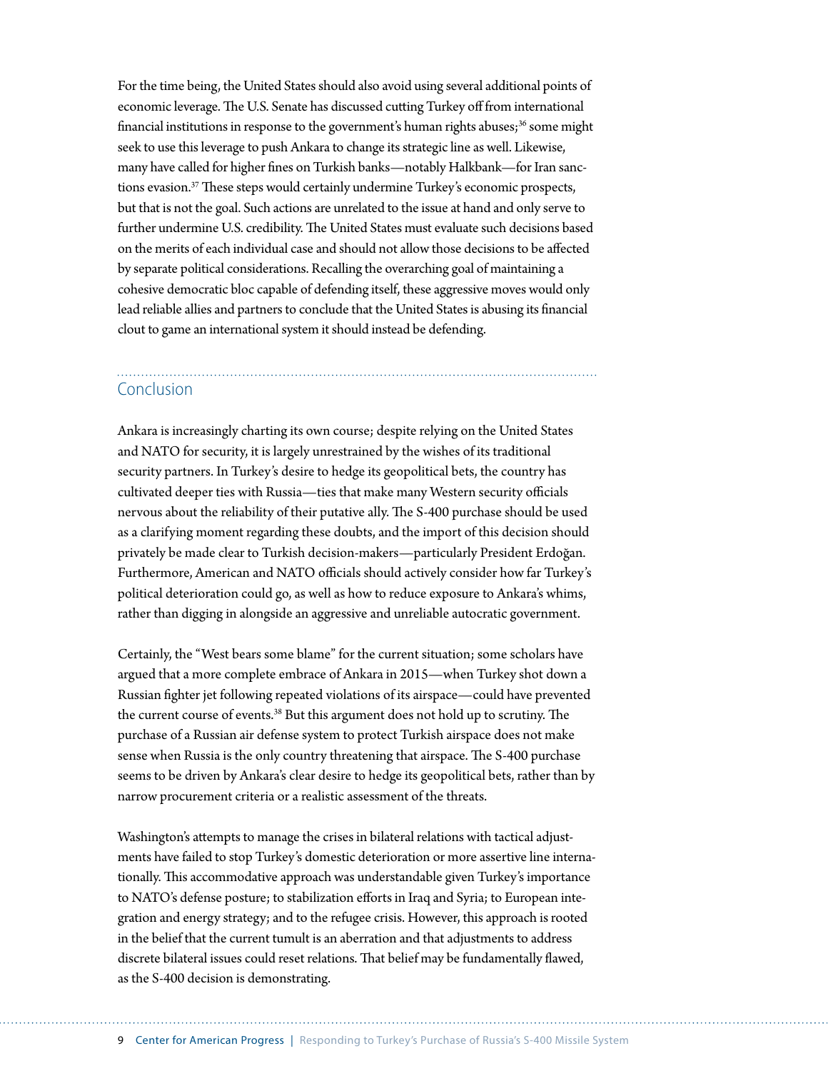For the time being, the United States should also avoid using several additional points of economic leverage. The U.S. Senate has discussed cutting Turkey off from international financial institutions in response to the government's human rights abuses;[36] some might seek to use this leverage to push Ankara to change its strategic line as well. Likewise, many have called for higher fines on Turkish banks—notably Halkbank—for Iran sanctions evasion.[37] These steps would certainly undermine Turkey's economic prospects, but that is not the goal. Such actions are unrelated to the issue at hand and only serve to further undermine U.S. credibility. The United States must evaluate such decisions based on the merits of each individual case and should not allow those decisions to be affected by separate political considerations. Recalling the overarching goal of maintaining a cohesive democratic bloc capable of defending itself, these aggressive moves would only lead reliable allies and partners to conclude that the United States is abusing its financial clout to game an international system it should instead be defending.

## Conclusion

Ankara is increasingly charting its own course; despite relying on the United States and NATO for security, it is largely unrestrained by the wishes of its traditional security partners. In Turkey's desire to hedge its geopolitical bets, the country has cultivated deeper ties with Russia—ties that make many Western security officials nervous about the reliability of their putative ally. The S-400 purchase should be used as a clarifying moment regarding these doubts, and the import of this decision should privately be made clear to Turkish decision-makers—particularly President Erdoğan. Furthermore, American and NATO officials should actively consider how far Turkey's political deterioration could go, as well as how to reduce exposure to Ankara's whims, rather than digging in alongside an aggressive and unreliable autocratic government.

Certainly, the "West bears some blame" for the current situation; some scholars have argued that a more complete embrace of Ankara in 2015—when Turkey shot down a Russian fighter jet following repeated violations of its airspace—could have prevented the current course of events.[38] But this argument does not hold up to scrutiny. The purchase of a Russian air defense system to protect Turkish airspace does not make sense when Russia is the only country threatening that airspace. The S-400 purchase seems to be driven by Ankara's clear desire to hedge its geopolitical bets, rather than by narrow procurement criteria or a realistic assessment of the threats.

Washington's attempts to manage the crises in bilateral relations with tactical adjustments have failed to stop Turkey's domestic deterioration or more assertive line internationally. This accommodative approach was understandable given Turkey's importance to NATO's defense posture; to stabilization efforts in Iraq and Syria; to European integration and energy strategy; and to the refugee crisis. However, this approach is rooted in the belief that the current tumult is an aberration and that adjustments to address discrete bilateral issues could reset relations. That belief may be fundamentally flawed, as the S-400 decision is demonstrating.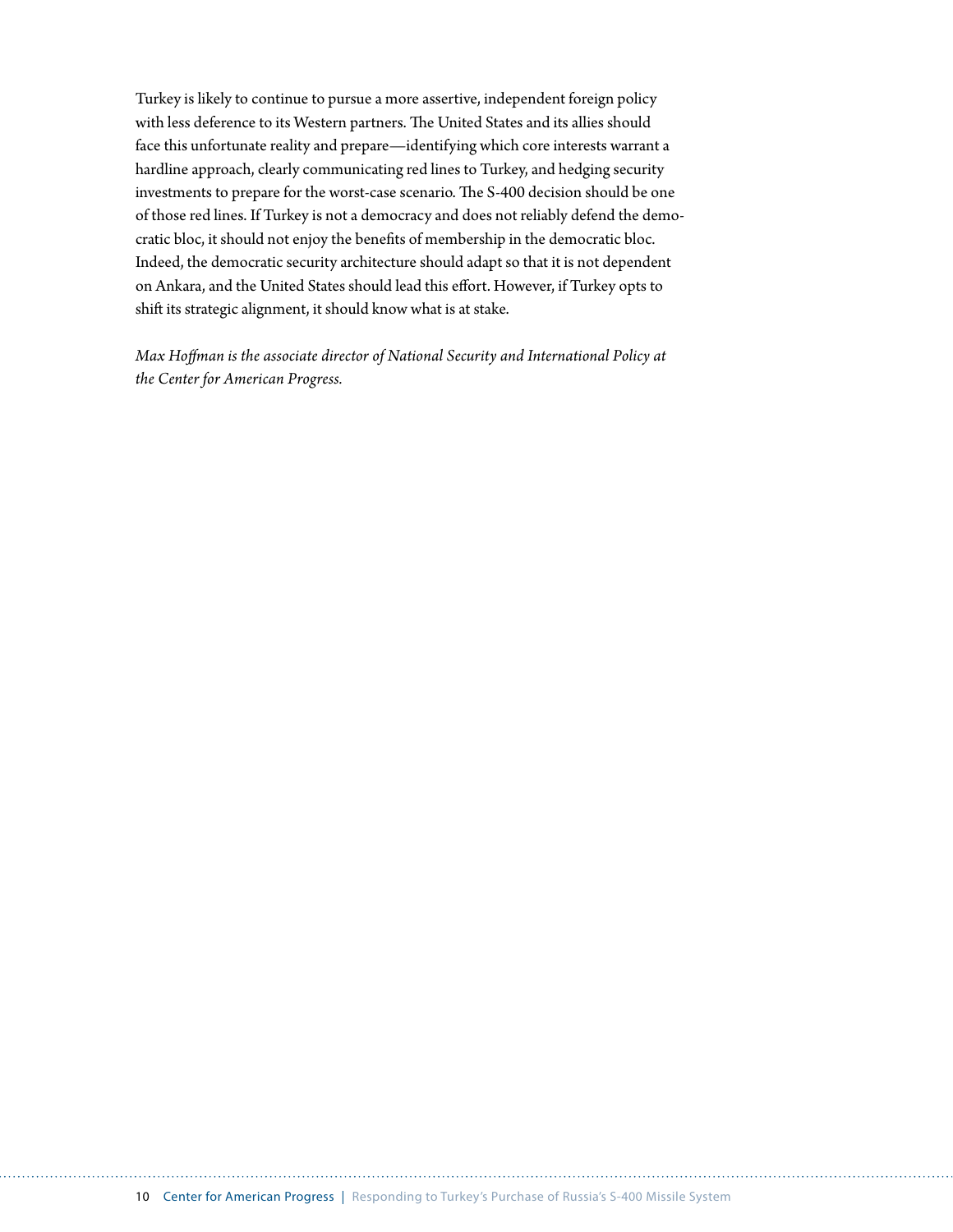Turkey is likely to continue to pursue a more assertive, independent foreign policy with less deference to its Western partners. The United States and its allies should face this unfortunate reality and prepare—identifying which core interests warrant a hardline approach, clearly communicating red lines to Turkey, and hedging security investments to prepare for the worst-case scenario. The S-400 decision should be one of those red lines. If Turkey is not a democracy and does not reliably defend the democratic bloc, it should not enjoy the benefits of membership in the democratic bloc. Indeed, the democratic security architecture should adapt so that it is not dependent on Ankara, and the United States should lead this effort. However, if Turkey opts to shift its strategic alignment, it should know what is at stake.

*Max Hoffman is the associate director of National Security and International Policy at the Center for American Progress.*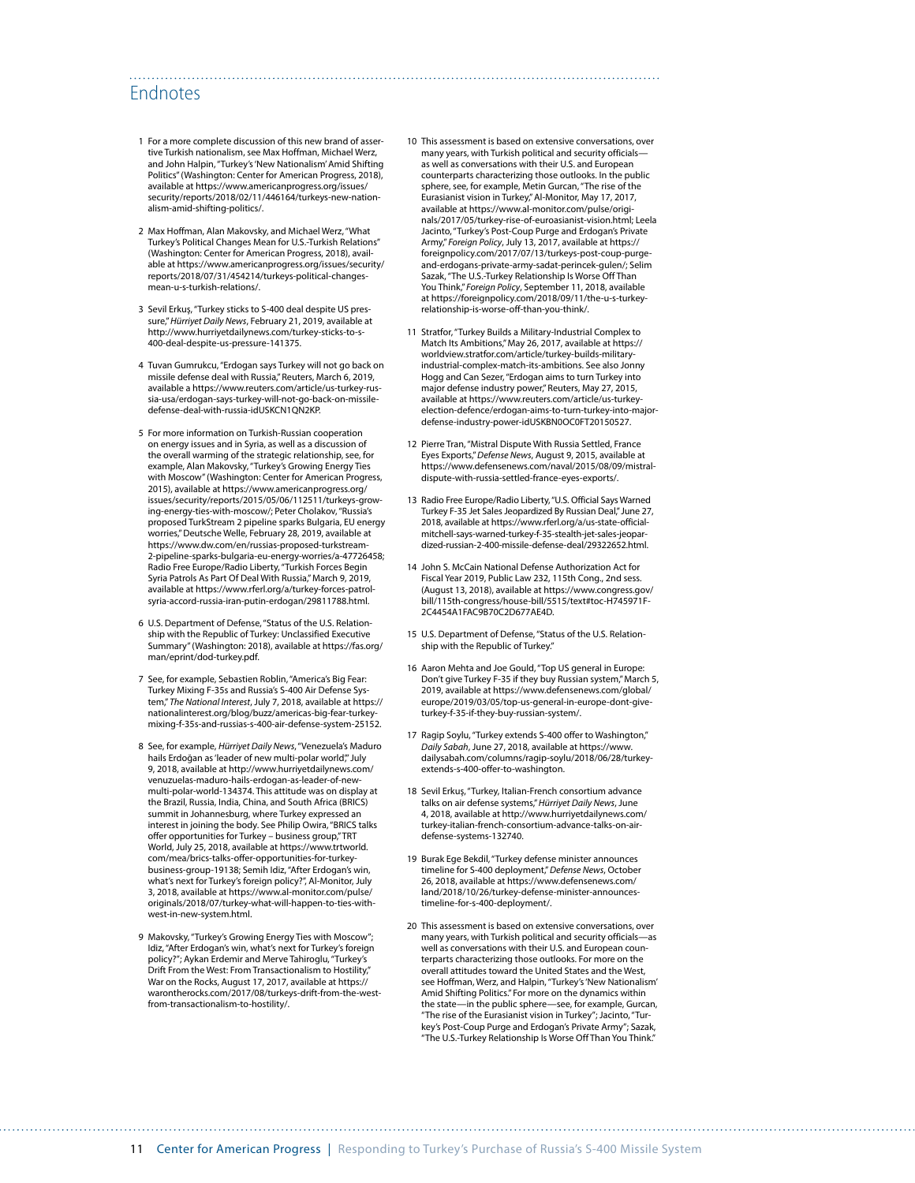## Endnotes

1. For a more complete discussion of this new brand of assertive Turkish nationalism, see Max Hoffman, Michael Werz, and John Halpin, "Turkey's 'New Nationalism' Amid Shifting Politics" (Washington: Center for American Progress, 2018), available at https://www.americanprogress.org/issues/security/reports/2018/02/11/446164/turkeys-new-nationalism-amid-shifting-politics/.

2. Max Hoffman, Alan Makovsky, and Michael Werz, "What Turkey's Political Changes Mean for U.S.-Turkish Relations" (Washington: Center for American Progress, 2018), available at https://www.americanprogress.org/issues/security/reports/2018/07/31/454214/turkeys-political-changes-mean-u-s-turkish-relations/.

3. Sevil Erkuş, "Turkey sticks to S-400 deal despite US pressure," *Hürriyet Daily News*, February 21, 2019, available at http://www.hurriyetdailynews.com/turkey-sticks-to-s-400-deal-despite-us-pressure-141375.

4. Tuvan Gumrukcu, "Erdogan says Turkey will not go back on missile defense deal with Russia," Reuters, March 6, 2019, available a https://www.reuters.com/article/us-turkey-russia-usa/erdogan-says-turkey-will-not-go-back-on-missile-defense-deal-with-russia-idUSKCN1QN2KP.

5. For more information on Turkish-Russian cooperation on energy issues and in Syria, as well as a discussion of the overall warming of the strategic relationship, see, for example, Alan Makovsky, "Turkey's Growing Energy Ties with Moscow" (Washington: Center for American Progress, 2015), available at https://www.americanprogress.org/issues/security/reports/2015/05/06/112511/turkeys-growing-energy-ties-with-moscow/; Peter Cholakov, "Russia's proposed TurkStream 2 pipeline sparks Bulgaria, EU energy worries," Deutsche Welle, February 28, 2019, available at https://www.dw.com/en/russias-proposed-turkstream-2-pipeline-sparks-bulgaria-eu-energy-worries/a-47726458; Radio Free Europe/Radio Liberty, "Turkish Forces Begin Syria Patrols As Part Of Deal With Russia," March 9, 2019, available at https://www.rferl.org/a/turkey-forces-patrol-syria-accord-russia-iran-putin-erdogan/29811788.html.

6. U.S. Department of Defense, "Status of the U.S. Relationship with the Republic of Turkey: Unclassified Executive Summary" (Washington: 2018), available at https://fas.org/man/eprint/dod-turkey.pdf.

7. See, for example, Sebastien Roblin, "America's Big Fear: Turkey Mixing F-35s and Russia's S-400 Air Defense System," *The National Interest*, July 7, 2018, available at https://nationalinterest.org/blog/buzz/americas-big-fear-turkey-mixing-f-35s-and-russias-s-400-air-defense-system-25152.

8. See, for example, *Hürriyet Daily News*, "Venezuela's Maduro hails Erdoğan as 'leader of new multi-polar world'," July 9, 2018, available at http://www.hurriyetdailynews.com/venuzuelas-maduro-hails-erdogan-as-leader-of-new-multi-polar-world-134374. This attitude was on display at the Brazil, Russia, India, China, and South Africa (BRICS) summit in Johannesburg, where Turkey expressed an interest in joining the body. See Philip Owira, "BRICS talks offer opportunities for Turkey – business group," TRT World, July 25, 2018, available at https://www.trtworld.com/mea/brics-talks-offer-opportunities-for-turkey-business-group-19138; Semih Idiz, "After Erdogan's win, what's next for Turkey's foreign policy?", Al-Monitor, July 3, 2018, available at https://www.al-monitor.com/pulse/originals/2018/07/turkey-what-will-happen-to-ties-with-west-in-new-system.html.

9. Makovsky, "Turkey's Growing Energy Ties with Moscow"; Idiz, "After Erdogan's win, what's next for Turkey's foreign policy?"; Aykan Erdemir and Merve Tahiroglu, "Turkey's Drift From the West: From Transactionalism to Hostility," War on the Rocks, August 17, 2017, available at https://warontherocks.com/2017/08/turkeys-drift-from-the-west-from-transactionalism-to-hostility/.

10. This assessment is based on extensive conversations, over many years, with Turkish political and security officials—as well as conversations with their U.S. and European counterparts characterizing those outlooks. In the public sphere, see, for example, Metin Gurcan, "The rise of the Eurasianist vision in Turkey," Al-Monitor, May 17, 2017, available at https://www.al-monitor.com/pulse/originals/2017/05/turkey-rise-of-euroasianist-vision.html; Leela Jacinto, "Turkey's Post-Coup Purge and Erdogan's Private Army," *Foreign Policy*, July 13, 2017, available at https://foreignpolicy.com/2017/07/13/turkeys-post-coup-purge-and-erdogans-private-army-sadat-perincek-gulen/; Selim Sazak, "The U.S.-Turkey Relationship Is Worse Off Than You Think," *Foreign Policy*, September 11, 2018, available at https://foreignpolicy.com/2018/09/11/the-u-s-turkey-relationship-is-worse-off-than-you-think/.

11. Stratfor, "Turkey Builds a Military-Industrial Complex to Match Its Ambitions," May 26, 2017, available at https://worldview.stratfor.com/article/turkey-builds-military-industrial-complex-match-its-ambitions. See also Jonny Hogg and Can Sezer, "Erdogan aims to turn Turkey into major defense industry power," Reuters, May 27, 2015, available at https://www.reuters.com/article/us-turkey-election-defence/erdogan-aims-to-turn-turkey-into-major-defense-industry-power-idUSKBN0OC0FT20150527.

12. Pierre Tran, "Mistral Dispute With Russia Settled, France Eyes Exports," *Defense News*, August 9, 2015, available at https://www.defensenews.com/naval/2015/08/09/mistral-dispute-with-russia-settled-france-eyes-exports/.

13. Radio Free Europe/Radio Liberty, "U.S. Official Says Warned Turkey F-35 Jet Sales Jeopardized By Russian Deal," June 27, 2018, available at https://www.rferl.org/a/us-state-official-mitchell-says-warned-turkey-f-35-stealth-jet-sales-jeopardized-russian-2-400-missile-defense-deal/29322652.html.

14. John S. McCain National Defense Authorization Act for Fiscal Year 2019, Public Law 232, 115th Cong., 2nd sess. (August 13, 2018), available at https://www.congress.gov/bill/115th-congress/house-bill/5515/text#toc-H745971F-2C4454A1FAC9B70C2D677AE4D.

15. U.S. Department of Defense, "Status of the U.S. Relationship with the Republic of Turkey."

16. Aaron Mehta and Joe Gould, "Top US general in Europe: Don't give Turkey F-35 if they buy Russian system," March 5, 2019, available at https://www.defensenews.com/global/europe/2019/03/05/top-us-general-in-europe-dont-give-turkey-f-35-if-they-buy-russian-system/.

17. Ragip Soylu, "Turkey extends S-400 offer to Washington," *Daily Sabah*, June 27, 2018, available at https://www.dailysabah.com/columns/ragip-soylu/2018/06/28/turkey-extends-s-400-offer-to-washington.

18. Sevil Erkuş, "Turkey, Italian-French consortium advance talks on air defense systems," *Hürriyet Daily News*, June 4, 2018, available at http://www.hurriyetdailynews.com/turkey-italian-french-consortium-advance-talks-on-air-defense-systems-132740.

19. Burak Ege Bekdil, "Turkey defense minister announces timeline for S-400 deployment," *Defense News*, October 26, 2018, available at https://www.defensenews.com/land/2018/10/26/turkey-defense-minister-announces-timeline-for-s-400-deployment/.

20. This assessment is based on extensive conversations, over many years, with Turkish political and security officials—as well as conversations with their U.S. and European counterparts characterizing those outlooks. For more on the overall attitudes toward the United States and the West, see Hoffman, Werz, and Halpin, "Turkey's 'New Nationalism' Amid Shifting Politics." For more on the dynamics within the state—in the public sphere—see, for example, Gurcan, "The rise of the Eurasianist vision in Turkey"; Jacinto, "Turkey's Post-Coup Purge and Erdogan's Private Army"; Sazak, "The U.S.-Turkey Relationship Is Worse Off Than You Think."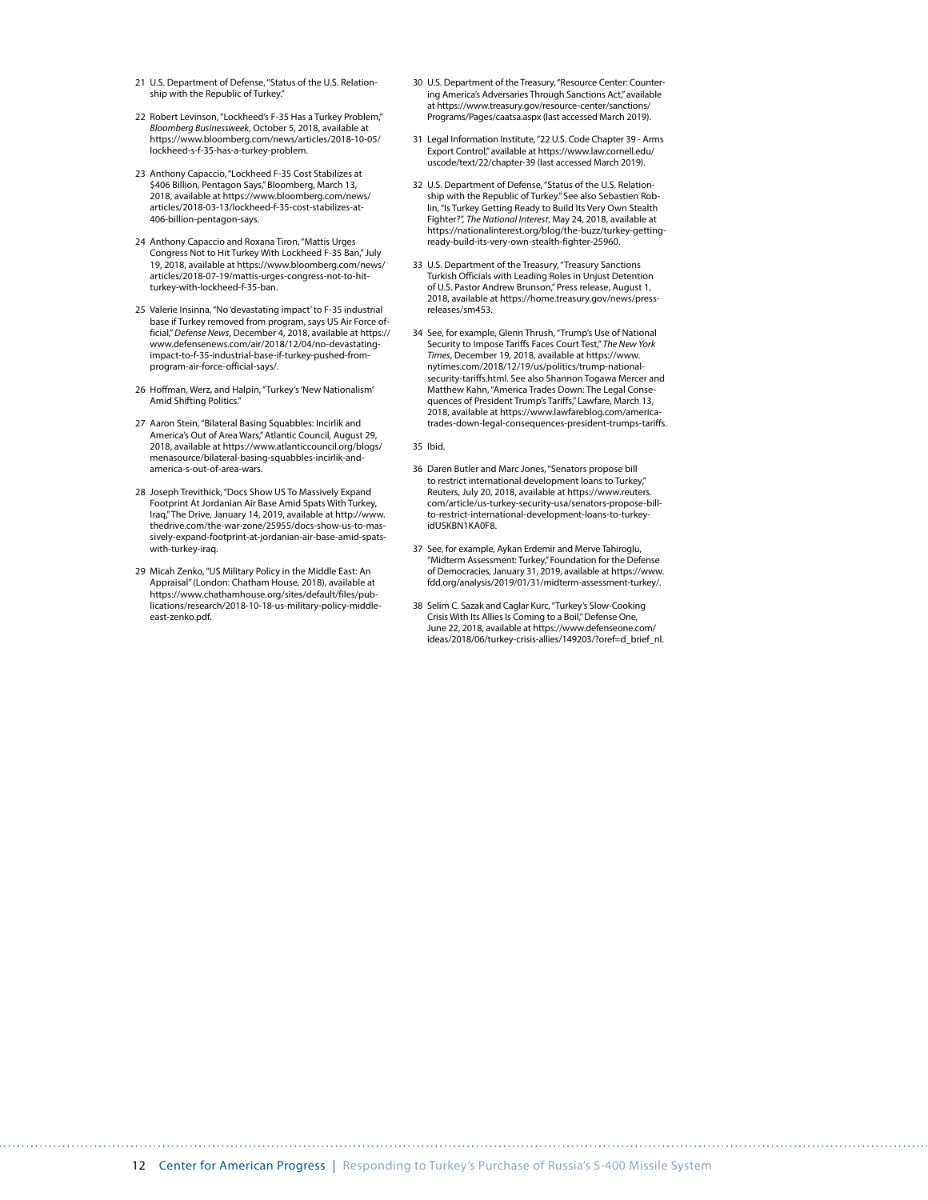21 U.S. Department of Defense, "Status of the U.S. Relationship with the Republic of Turkey."

22 Robert Levinson, "Lockheed's F-35 Has a Turkey Problem," *Bloomberg Businessweek*, October 5, 2018, available at https://www.bloomberg.com/news/articles/2018-10-05/lockheed-s-f-35-has-a-turkey-problem.

23 Anthony Capaccio, "Lockheed F-35 Cost Stabilizes at $406 Billion, Pentagon Says," Bloomberg, March 13, 2018, available at https://www.bloomberg.com/news/articles/2018-03-13/lockheed-f-35-cost-stabilizes-at-406-billion-pentagon-says.

24 Anthony Capaccio and Roxana Tiron, "Mattis Urges Congress Not to Hit Turkey With Lockheed F-35 Ban," July 19, 2018, available at https://www.bloomberg.com/news/articles/2018-07-19/mattis-urges-congress-not-to-hit-turkey-with-lockheed-f-35-ban.

25 Valerie Insinna, "No 'devastating impact' to F-35 industrial base if Turkey removed from program, says US Air Force official," *Defense News*, December 4, 2018, available at https://www.defensenews.com/air/2018/12/04/no-devastating-impact-to-f-35-industrial-base-if-turkey-pushed-from-program-air-force-official-says/.

26 Hoffman, Werz, and Halpin, "Turkey's 'New Nationalism' Amid Shifting Politics."

27 Aaron Stein, "Bilateral Basing Squabbles: Incirlik and America's Out of Area Wars," Atlantic Council, August 29, 2018, available at https://www.atlanticcouncil.org/blogs/menasource/bilateral-basing-squabbles-incirlik-and-america-s-out-of-area-wars.

28 Joseph Trevithick, "Docs Show US To Massively Expand Footprint At Jordanian Air Base Amid Spats With Turkey, Iraq," The Drive, January 14, 2019, available at http://www.thedrive.com/the-war-zone/25955/docs-show-us-to-massively-expand-footprint-at-jordanian-air-base-amid-spats-with-turkey-iraq.

29 Micah Zenko, "US Military Policy in the Middle East: An Appraisal" (London: Chatham House, 2018), available at https://www.chathamhouse.org/sites/default/files/publications/research/2018-10-18-us-military-policy-middle-east-zenko.pdf.

30 U.S. Department of the Treasury, "Resource Center: Countering America's Adversaries Through Sanctions Act," available at https://www.treasury.gov/resource-center/sanctions/Programs/Pages/caatsa.aspx (last accessed March 2019).

31 Legal Information Institute, "22 U.S. Code Chapter 39 - Arms Export Control," available at https://www.law.cornell.edu/uscode/text/22/chapter-39 (last accessed March 2019).

32 U.S. Department of Defense, "Status of the U.S. Relationship with the Republic of Turkey." See also Sebastien Roblin, "Is Turkey Getting Ready to Build Its Very Own Stealth Fighter?", *The National Interest*, May 24, 2018, available at https://nationalinterest.org/blog/the-buzz/turkey-getting-ready-build-its-very-own-stealth-fighter-25960.

33 U.S. Department of the Treasury, "Treasury Sanctions Turkish Officials with Leading Roles in Unjust Detention of U.S. Pastor Andrew Brunson," Press release, August 1, 2018, available at https://home.treasury.gov/news/press-releases/sm453.

34 See, for example, Glenn Thrush, "Trump's Use of National Security to Impose Tariffs Faces Court Test," *The New York Times*, December 19, 2018, available at https://www.nytimes.com/2018/12/19/us/politics/trump-national-security-tariffs.html. See also Shannon Togawa Mercer and Matthew Kahn, "America Trades Down: The Legal Consequences of President Trump's Tariffs," Lawfare, March 13, 2018, available at https://www.lawfareblog.com/america-trades-down-legal-consequences-president-trumps-tariffs.

35 Ibid.

36 Daren Butler and Marc Jones, "Senators propose bill to restrict international development loans to Turkey," Reuters, July 20, 2018, available at https://www.reuters.com/article/us-turkey-security-usa/senators-propose-bill-to-restrict-international-development-loans-to-turkey-idUSKBN1KA0F8.

37 See, for example, Aykan Erdemir and Merve Tahiroglu, "Midterm Assessment: Turkey," Foundation for the Defense of Democracies, January 31, 2019, available at https://www.fdd.org/analysis/2019/01/31/midterm-assessment-turkey/.

38 Selim C. Sazak and Caglar Kurc, "Turkey's Slow-Cooking Crisis With Its Allies Is Coming to a Boil," Defense One, June 22, 2018, available at https://www.defenseone.com/ideas/2018/06/turkey-crisis-allies/149203/?oref=d_brief_nl.